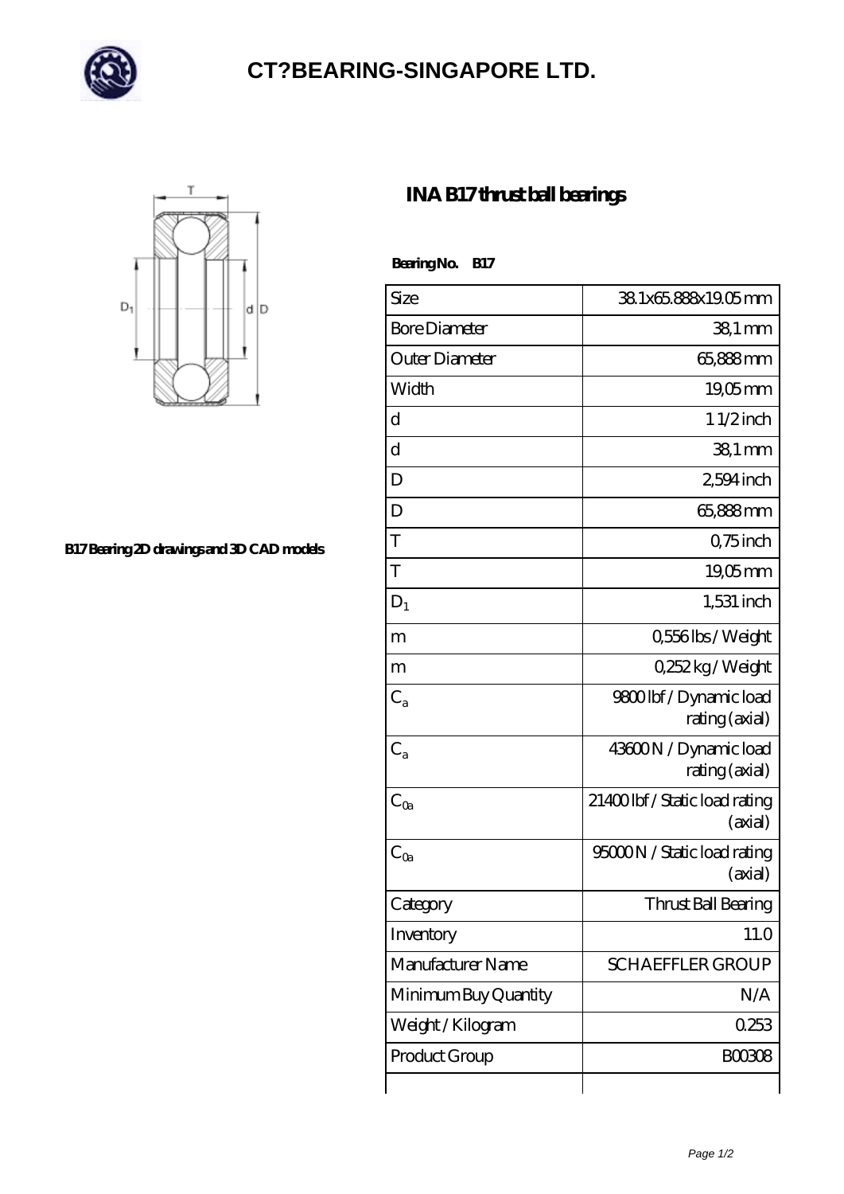# CT?BEARING-SINGAPORE LTD.

## INA B17 thrust ball bearings

B17 Bearing 2D drawings and 3D CAD models

**Bearing No. B17**

| Size | 38.1x65.888x19.05 mm |
|---|---|
| Bore Diameter | 38,1 mm |
| Outer Diameter | 65,888 mm |
| Width | 19,05 mm |
| d | 1 1/2 inch |
| d | 38,1 mm |
| D | 2,594 inch |
| D | 65,888 mm |
| T | 0,75 inch |
| T | 19,05 mm |
| $D_1$ | 1,531 inch |
| m | 0,556 lbs / Weight |
| m | 0,252 kg / Weight |
| $C_a$ | 9800 lbf / Dynamic load rating (axial) |
| $C_a$ | 43600 N / Dynamic load rating (axial) |
| $C_{0a}$ | 21400 lbf / Static load rating (axial) |
| $C_{0a}$ | 95000 N / Static load rating (axial) |
| Category | Thrust Ball Bearing |
| Inventory | 11.0 |
| Manufacturer Name | SCHAEFFLER GROUP |
| Minimum Buy Quantity | N/A |
| Weight / Kilogram | 0.253 |
| Product Group | B00308 |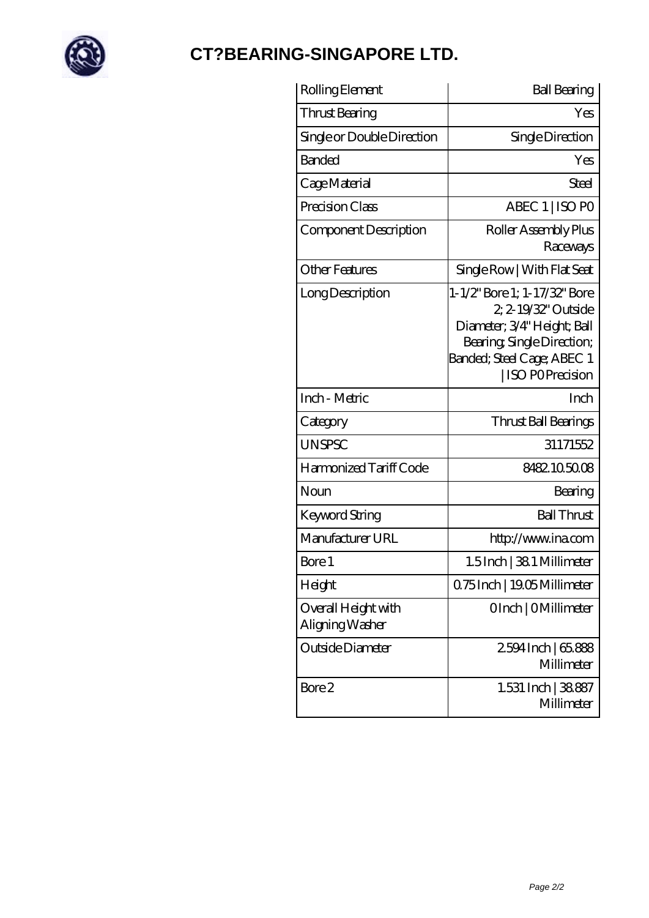# CT?BEARING-SINGAPORE LTD.

| | |
|---|---|
| Rolling Element | Ball Bearing |
| Thrust Bearing | Yes |
| Single or Double Direction | Single Direction |
| Banded | Yes |
| Cage Material | Steel |
| Precision Class | ABEC 1 \| ISO P0 |
| Component Description | Roller Assembly Plus Raceways |
| Other Features | Single Row \| With Flat Seat |
| Long Description | 1-1/2" Bore 1; 1-17/32" Bore 2; 2-19/32" Outside Diameter; 3/4" Height; Ball Bearing; Single Direction; Banded; Steel Cage; ABEC 1 \| ISO P0 Precision |
| Inch - Metric | Inch |
| Category | Thrust Ball Bearings |
| UNSPSC | 31171552 |
| Harmonized Tariff Code | 8482.10.50.08 |
| Noun | Bearing |
| Keyword String | Ball Thrust |
| Manufacturer URL | http://www.ina.com |
| Bore 1 | 1.5 Inch \| 38.1 Millimeter |
| Height | 0.75 Inch \| 19.05 Millimeter |
| Overall Height with Aligning Washer | 0 Inch \| 0 Millimeter |
| Outside Diameter | 2.594 Inch \| 65.888 Millimeter |
| Bore 2 | 1.531 Inch \| 38.887 Millimeter |